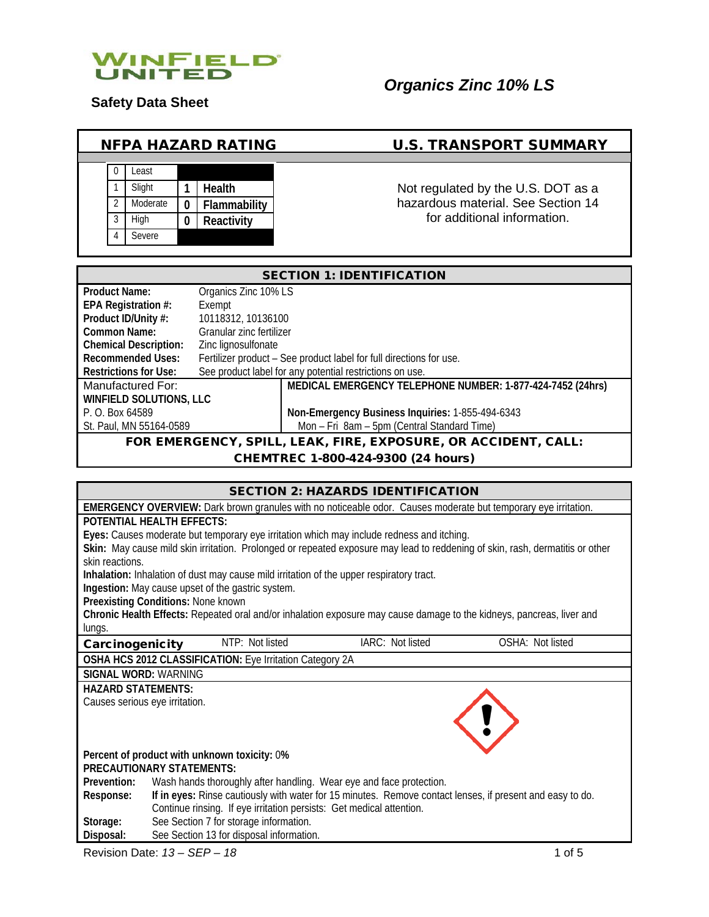WINFIELD UNITED

**Safety Data Sheet**

# *Organics Zinc 10% LS*

## NFPA HAZARD RATING

| | | | |
|---|---|---|---|
| 0 | Least | | |
| 1 | Slight | 1 | Health |
| 2 | Moderate | 0 | Flammability |
| 3 | High | 0 | Reactivity |
| 4 | Severe | | |

## U.S. TRANSPORT SUMMARY

Not regulated by the U.S. DOT as a hazardous material. See Section 14 for additional information.

## SECTION 1: IDENTIFICATION

| | |
|---|---|
| **Product Name:** | Organics Zinc 10% LS |
| **EPA Registration #:** | Exempt |
| **Product ID/Unity #:** | 10118312, 10136100 |
| **Common Name:** | Granular zinc fertilizer |
| **Chemical Description:** | Zinc lignosulfonate |
| **Recommended Uses:** | Fertilizer product – See product label for full directions for use. |
| **Restrictions for Use:** | See product label for any potential restrictions on use. |

Manufactured For:
**WINFIELD SOLUTIONS, LLC**
P. O. Box 64589
St. Paul, MN 55164-0589

**MEDICAL EMERGENCY TELEPHONE NUMBER: 1-877-424-7452 (24hrs)**

**Non-Emergency Business Inquiries:** 1-855-494-6343
Mon – Fri 8am – 5pm (Central Standard Time)

**FOR EMERGENCY, SPILL, LEAK, FIRE, EXPOSURE, OR ACCIDENT, CALL: CHEMTREC 1-800-424-9300 (24 hours)**

## SECTION 2: HAZARDS IDENTIFICATION

**EMERGENCY OVERVIEW:** Dark brown granules with no noticeable odor. Causes moderate but temporary eye irritation.

**POTENTIAL HEALTH EFFECTS:**

**Eyes:** Causes moderate but temporary eye irritation which may include redness and itching.

**Skin:** May cause mild skin irritation. Prolonged or repeated exposure may lead to reddening of skin, rash, dermatitis or other skin reactions.

**Inhalation:** Inhalation of dust may cause mild irritation of the upper respiratory tract.

**Ingestion:** May cause upset of the gastric system.

**Preexisting Conditions:** None known

**Chronic Health Effects:** Repeated oral and/or inhalation exposure may cause damage to the kidneys, pancreas, liver and lungs.

| **Carcinogenicity** | NTP: Not listed | IARC: Not listed | OSHA: Not listed |
|---|---|---|---|

**OSHA HCS 2012 CLASSIFICATION:** Eye Irritation Category 2A

**SIGNAL WORD:** WARNING

**HAZARD STATEMENTS:**

Causes serious eye irritation.

**Percent of product with unknown toxicity:** 0%

**PRECAUTIONARY STATEMENTS:**

| | |
|---|---|
| **Prevention:** | Wash hands thoroughly after handling. Wear eye and face protection. |
| **Response:** | **If in eyes:** Rinse cautiously with water for 15 minutes. Remove contact lenses, if present and easy to do. Continue rinsing. If eye irritation persists: Get medical attention. |
| **Storage:** | See Section 7 for storage information. |
| **Disposal:** | See Section 13 for disposal information. |

Revision Date: *13 – SEP – 18*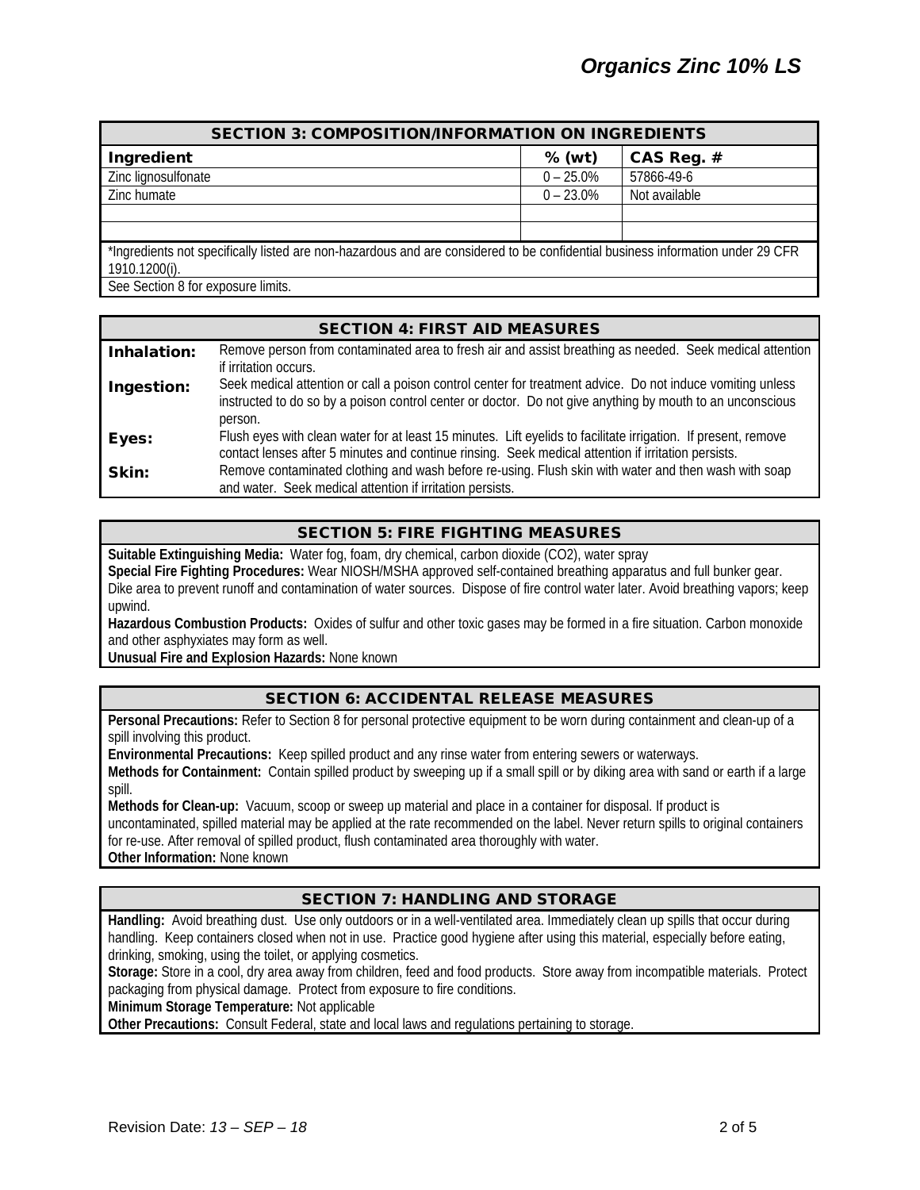## SECTION 3: COMPOSITION/INFORMATION ON INGREDIENTS

| Ingredient | % (wt) | CAS Reg. # |
|---|---|---|
| Zinc lignosulfonate | 0 – 25.0% | 57866-49-6 |
| Zinc humate | 0 – 23.0% | Not available |
| | | |
| | | |

*Ingredients not specifically listed are non-hazardous and are considered to be confidential business information under 29 CFR 1910.1200(i).

See Section 8 for exposure limits.

## SECTION 4: FIRST AID MEASURES

**Inhalation:** Remove person from contaminated area to fresh air and assist breathing as needed. Seek medical attention if irritation occurs.

**Ingestion:** Seek medical attention or call a poison control center for treatment advice. Do not induce vomiting unless instructed to do so by a poison control center or doctor. Do not give anything by mouth to an unconscious person.

**Eyes:** Flush eyes with clean water for at least 15 minutes. Lift eyelids to facilitate irrigation. If present, remove contact lenses after 5 minutes and continue rinsing. Seek medical attention if irritation persists.

**Skin:** Remove contaminated clothing and wash before re-using. Flush skin with water and then wash with soap and water. Seek medical attention if irritation persists.

## SECTION 5: FIRE FIGHTING MEASURES

**Suitable Extinguishing Media:** Water fog, foam, dry chemical, carbon dioxide ($CO_2$), water spray

**Special Fire Fighting Procedures:** Wear NIOSH/MSHA approved self-contained breathing apparatus and full bunker gear. Dike area to prevent runoff and contamination of water sources. Dispose of fire control water later. Avoid breathing vapors; keep upwind.

**Hazardous Combustion Products:** Oxides of sulfur and other toxic gases may be formed in a fire situation. Carbon monoxide and other asphyxiates may form as well.

**Unusual Fire and Explosion Hazards:** None known

## SECTION 6: ACCIDENTAL RELEASE MEASURES

**Personal Precautions:** Refer to Section 8 for personal protective equipment to be worn during containment and clean-up of a spill involving this product.

**Environmental Precautions:** Keep spilled product and any rinse water from entering sewers or waterways.

**Methods for Containment:** Contain spilled product by sweeping up if a small spill or by diking area with sand or earth if a large spill.

**Methods for Clean-up:** Vacuum, scoop or sweep up material and place in a container for disposal. If product is uncontaminated, spilled material may be applied at the rate recommended on the label. Never return spills to original containers for re-use. After removal of spilled product, flush contaminated area thoroughly with water.

**Other Information:** None known

## SECTION 7: HANDLING AND STORAGE

**Handling:** Avoid breathing dust. Use only outdoors or in a well-ventilated area. Immediately clean up spills that occur during handling. Keep containers closed when not in use. Practice good hygiene after using this material, especially before eating, drinking, smoking, using the toilet, or applying cosmetics.

**Storage:** Store in a cool, dry area away from children, feed and food products. Store away from incompatible materials. Protect packaging from physical damage. Protect from exposure to fire conditions.

**Minimum Storage Temperature:** Not applicable

**Other Precautions:** Consult Federal, state and local laws and regulations pertaining to storage.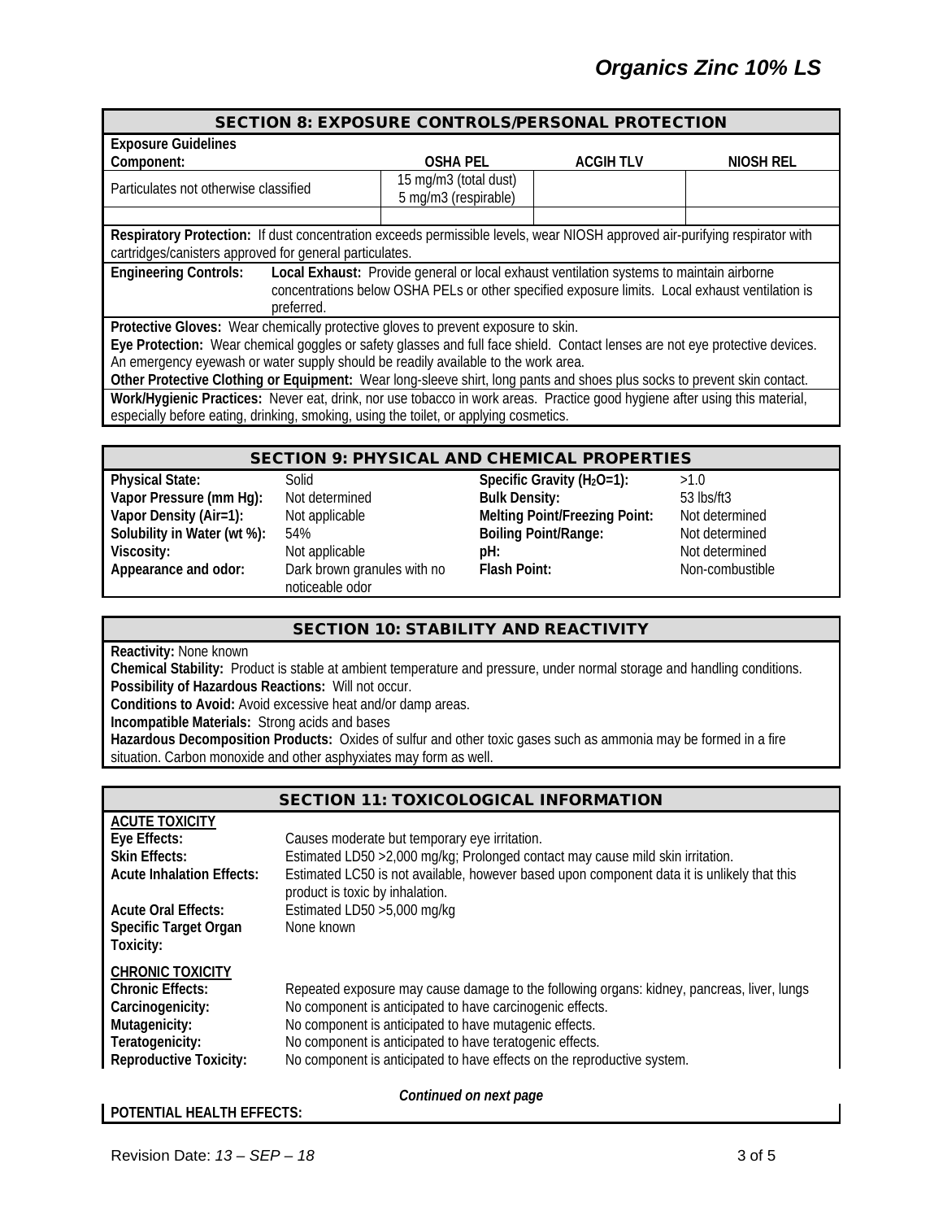## SECTION 8: EXPOSURE CONTROLS/PERSONAL PROTECTION

**Exposure Guidelines**

| Component: | OSHA PEL | ACGIH TLV | NIOSH REL |
|---|---|---|---|
| Particulates not otherwise classified | 15 mg/m3 (total dust)<br>5 mg/m3 (respirable) | | |
| | | | |

**Respiratory Protection:** If dust concentration exceeds permissible levels, wear NIOSH approved air-purifying respirator with cartridges/canisters approved for general particulates.

**Engineering Controls:** **Local Exhaust:** Provide general or local exhaust ventilation systems to maintain airborne concentrations below OSHA PELs or other specified exposure limits. Local exhaust ventilation is preferred.

**Protective Gloves:** Wear chemically protective gloves to prevent exposure to skin.

**Eye Protection:** Wear chemical goggles or safety glasses and full face shield. Contact lenses are not eye protective devices. An emergency eyewash or water supply should be readily available to the work area.

**Other Protective Clothing or Equipment:** Wear long-sleeve shirt, long pants and shoes plus socks to prevent skin contact.

**Work/Hygienic Practices:** Never eat, drink, nor use tobacco in work areas. Practice good hygiene after using this material, especially before eating, drinking, smoking, using the toilet, or applying cosmetics.

## SECTION 9: PHYSICAL AND CHEMICAL PROPERTIES

| | | | |
|---|---|---|---|
| **Physical State:** | Solid | **Specific Gravity ($H_2O$=1):** | >1.0 |
| **Vapor Pressure (mm Hg):** | Not determined | **Bulk Density:** | 53 lbs/ft3 |
| **Vapor Density (Air=1):** | Not applicable | **Melting Point/Freezing Point:** | Not determined |
| **Solubility in Water (wt %):** | 54% | **Boiling Point/Range:** | Not determined |
| **Viscosity:** | Not applicable | **pH:** | Not determined |
| **Appearance and odor:** | Dark brown granules with no noticeable odor | **Flash Point:** | Non-combustible |

## SECTION 10: STABILITY AND REACTIVITY

**Reactivity:** None known

**Chemical Stability:** Product is stable at ambient temperature and pressure, under normal storage and handling conditions.

**Possibility of Hazardous Reactions:** Will not occur.

**Conditions to Avoid:** Avoid excessive heat and/or damp areas.

**Incompatible Materials:** Strong acids and bases

**Hazardous Decomposition Products:** Oxides of sulfur and other toxic gases such as ammonia may be formed in a fire situation. Carbon monoxide and other asphyxiates may form as well.

## SECTION 11: TOXICOLOGICAL INFORMATION

**ACUTE TOXICITY**

| | |
|---|---|
| **Eye Effects:** | Causes moderate but temporary eye irritation. |
| **Skin Effects:** | Estimated LD50 >2,000 mg/kg; Prolonged contact may cause mild skin irritation. |
| **Acute Inhalation Effects:** | Estimated LC50 is not available, however based upon component data it is unlikely that this product is toxic by inhalation. |
| **Acute Oral Effects:** | Estimated LD50 >5,000 mg/kg |
| **Specific Target Organ Toxicity:** | None known |

**CHRONIC TOXICITY**

| | |
|---|---|
| **Chronic Effects:** | Repeated exposure may cause damage to the following organs: kidney, pancreas, liver, lungs |
| **Carcinogenicity:** | No component is anticipated to have carcinogenic effects. |
| **Mutagenicity:** | No component is anticipated to have mutagenic effects. |
| **Teratogenicity:** | No component is anticipated to have teratogenic effects. |
| **Reproductive Toxicity:** | No component is anticipated to have effects on the reproductive system. |

*Continued on next page*

**POTENTIAL HEALTH EFFECTS:**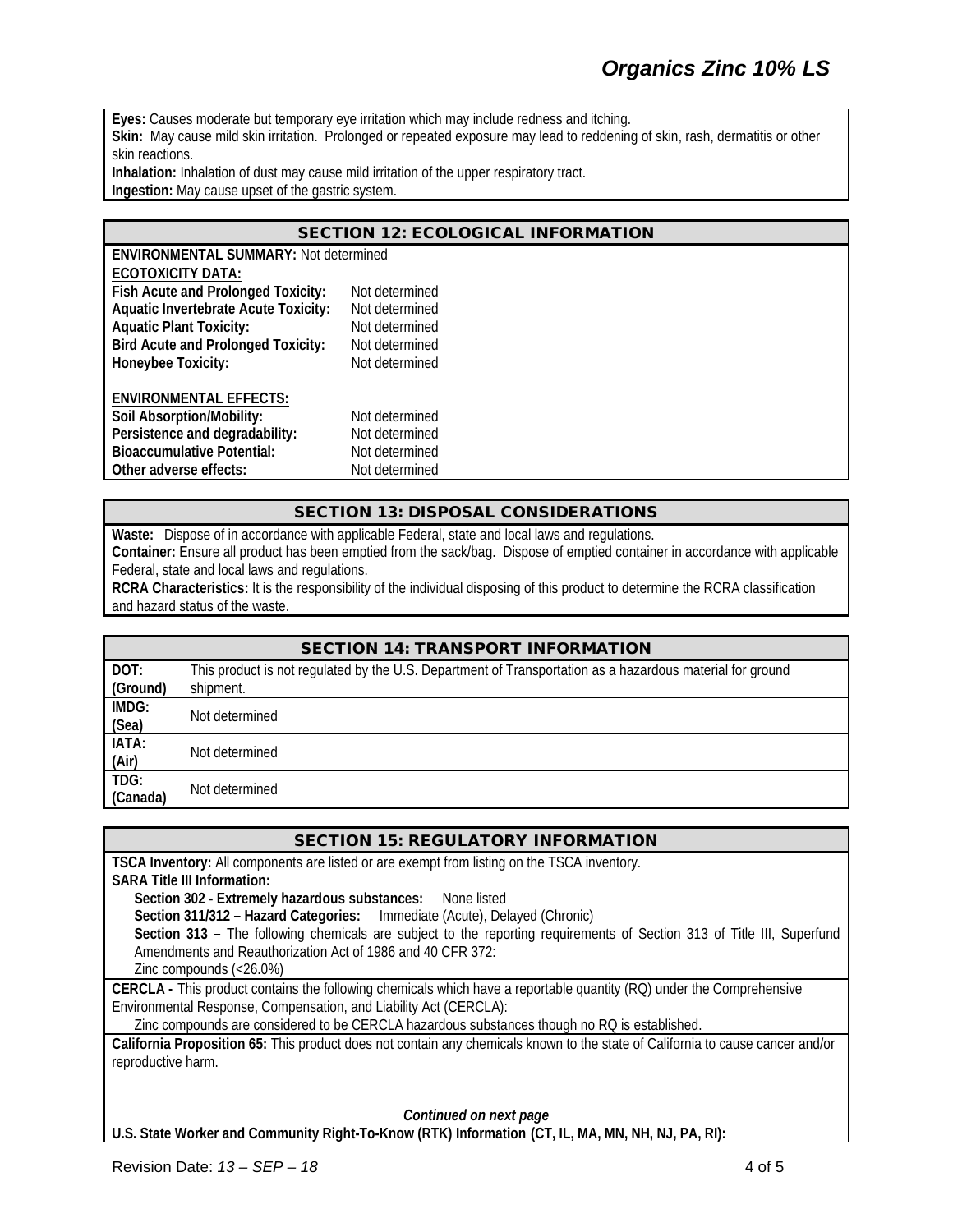**Eyes:** Causes moderate but temporary eye irritation which may include redness and itching.
**Skin:** May cause mild skin irritation. Prolonged or repeated exposure may lead to reddening of skin, rash, dermatitis or other skin reactions.
**Inhalation:** Inhalation of dust may cause mild irritation of the upper respiratory tract.
**Ingestion:** May cause upset of the gastric system.

## SECTION 12: ECOLOGICAL INFORMATION

**ENVIRONMENTAL SUMMARY:** Not determined

**ECOTOXICITY DATA:**

| | |
|---|---|
| **Fish Acute and Prolonged Toxicity:** | Not determined |
| **Aquatic Invertebrate Acute Toxicity:** | Not determined |
| **Aquatic Plant Toxicity:** | Not determined |
| **Bird Acute and Prolonged Toxicity:** | Not determined |
| **Honeybee Toxicity:** | Not determined |

**ENVIRONMENTAL EFFECTS:**

| | |
|---|---|
| **Soil Absorption/Mobility:** | Not determined |
| **Persistence and degradability:** | Not determined |
| **Bioaccumulative Potential:** | Not determined |
| **Other adverse effects:** | Not determined |

## SECTION 13: DISPOSAL CONSIDERATIONS

**Waste:** Dispose of in accordance with applicable Federal, state and local laws and regulations.
**Container:** Ensure all product has been emptied from the sack/bag. Dispose of emptied container in accordance with applicable Federal, state and local laws and regulations.
**RCRA Characteristics:** It is the responsibility of the individual disposing of this product to determine the RCRA classification and hazard status of the waste.

## SECTION 14: TRANSPORT INFORMATION

| | |
|---|---|
| **DOT: (Ground)** | This product is not regulated by the U.S. Department of Transportation as a hazardous material for ground shipment. |
| **IMDG: (Sea)** | Not determined |
| **IATA: (Air)** | Not determined |
| **TDG: (Canada)** | Not determined |

## SECTION 15: REGULATORY INFORMATION

**TSCA Inventory:** All components are listed or are exempt from listing on the TSCA inventory.
**SARA Title III Information:**

**Section 302 - Extremely hazardous substances:** None listed
**Section 311/312 – Hazard Categories:** Immediate (Acute), Delayed (Chronic)
**Section 313 –** The following chemicals are subject to the reporting requirements of Section 313 of Title III, Superfund Amendments and Reauthorization Act of 1986 and 40 CFR 372:
Zinc compounds (<26.0%)

**CERCLA -** This product contains the following chemicals which have a reportable quantity (RQ) under the Comprehensive Environmental Response, Compensation, and Liability Act (CERCLA):
Zinc compounds are considered to be CERCLA hazardous substances though no RQ is established.

**California Proposition 65:** This product does not contain any chemicals known to the state of California to cause cancer and/or reproductive harm.

***Continued on next page***

**U.S. State Worker and Community Right-To-Know (RTK) Information (CT, IL, MA, MN, NH, NJ, PA, RI):**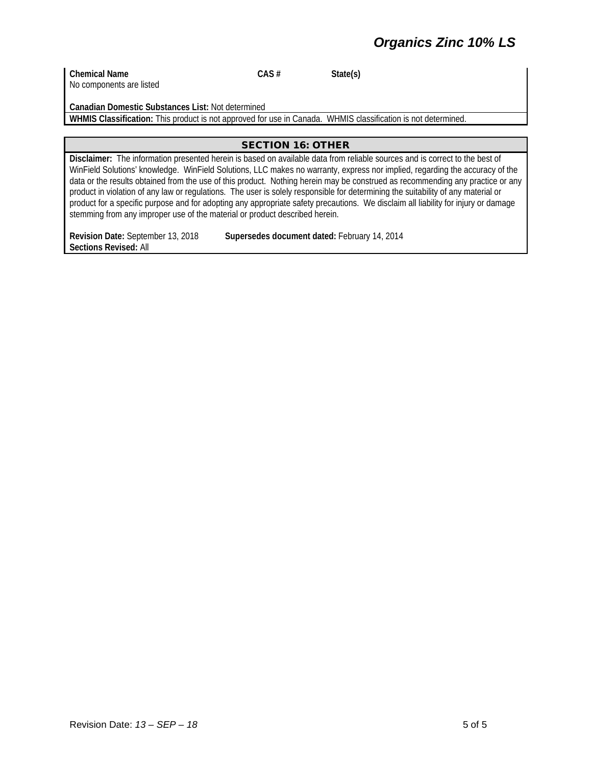| Chemical Name | CAS # | State(s) |
|---|---|---|
| No components are listed | | |

**Canadian Domestic Substances List:** Not determined

**WHMIS Classification:** This product is not approved for use in Canada. WHMIS classification is not determined.

## SECTION 16: OTHER

**Disclaimer:** The information presented herein is based on available data from reliable sources and is correct to the best of WinField Solutions' knowledge. WinField Solutions, LLC makes no warranty, express nor implied, regarding the accuracy of the data or the results obtained from the use of this product. Nothing herein may be construed as recommending any practice or any product in violation of any law or regulations. The user is solely responsible for determining the suitability of any material or product for a specific purpose and for adopting any appropriate safety precautions. We disclaim all liability for injury or damage stemming from any improper use of the material or product described herein.

**Revision Date:** September 13, 2018 **Supersedes document dated:** February 14, 2014
**Sections Revised:** All